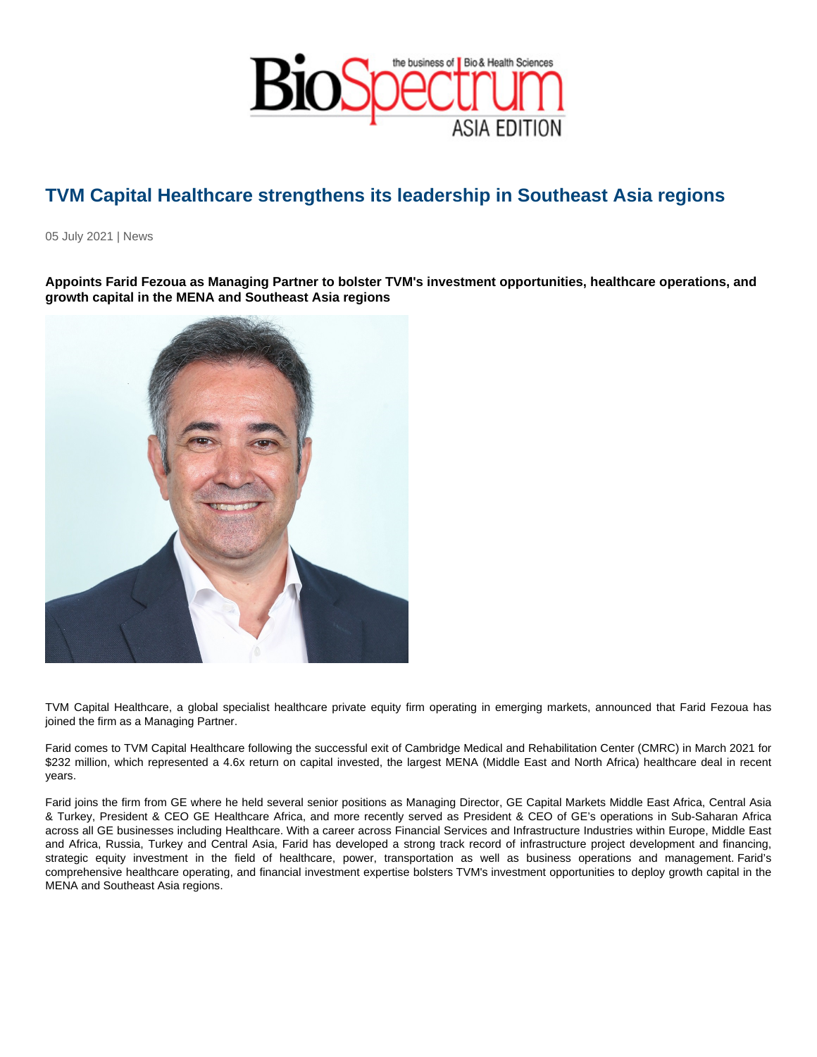# TVM Capital Healthcare strengthens its leadership in Southeast Asia regions

05 July 2021 | News

**Appoints Farid Fezoua as Managing Partner to bolster TVM's investment opportunities, healthcare operations, and growth capital in the MENA and Southeast Asia regions**

TVM Capital Healthcare, a global specialist healthcare private equity firm operating in emerging markets, announced that Farid Fezoua has joined the firm as a Managing Partner.

Farid comes to TVM Capital Healthcare following the successful exit of Cambridge Medical and Rehabilitation Center (CMRC) in March 2021 for $232 million, which represented a 4.6x return on capital invested, the largest MENA (Middle East and North Africa) healthcare deal in recent years.

Farid joins the firm from GE where he held several senior positions as Managing Director, GE Capital Markets Middle East Africa, Central Asia & Turkey, President & CEO GE Healthcare Africa, and more recently served as President & CEO of GE's operations in Sub-Saharan Africa across all GE businesses including Healthcare. With a career across Financial Services and Infrastructure Industries within Europe, Middle East and Africa, Russia, Turkey and Central Asia, Farid has developed a strong track record of infrastructure project development and financing, strategic equity investment in the field of healthcare, power, transportation as well as business operations and management. Farid's comprehensive healthcare operating, and financial investment expertise bolsters TVM's investment opportunities to deploy growth capital in the MENA and Southeast Asia regions.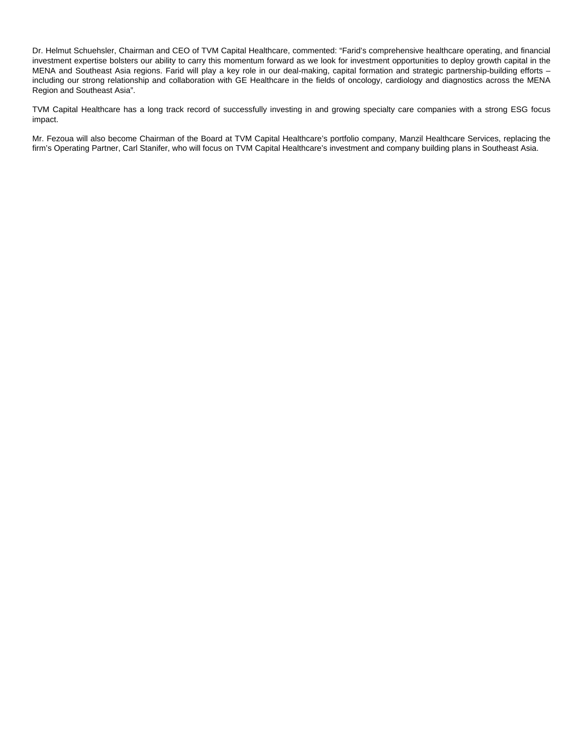Dr. Helmut Schuehsler, Chairman and CEO of TVM Capital Healthcare, commented: “Farid’s comprehensive healthcare operating, and financial investment expertise bolsters our ability to carry this momentum forward as we look for investment opportunities to deploy growth capital in the MENA and Southeast Asia regions. Farid will play a key role in our deal-making, capital formation and strategic partnership-building efforts – including our strong relationship and collaboration with GE Healthcare in the fields of oncology, cardiology and diagnostics across the MENA Region and Southeast Asia”.

TVM Capital Healthcare has a long track record of successfully investing in and growing specialty care companies with a strong ESG focus impact.

Mr. Fezoua will also become Chairman of the Board at TVM Capital Healthcare’s portfolio company, Manzil Healthcare Services, replacing the firm’s Operating Partner, Carl Stanifer, who will focus on TVM Capital Healthcare’s investment and company building plans in Southeast Asia.